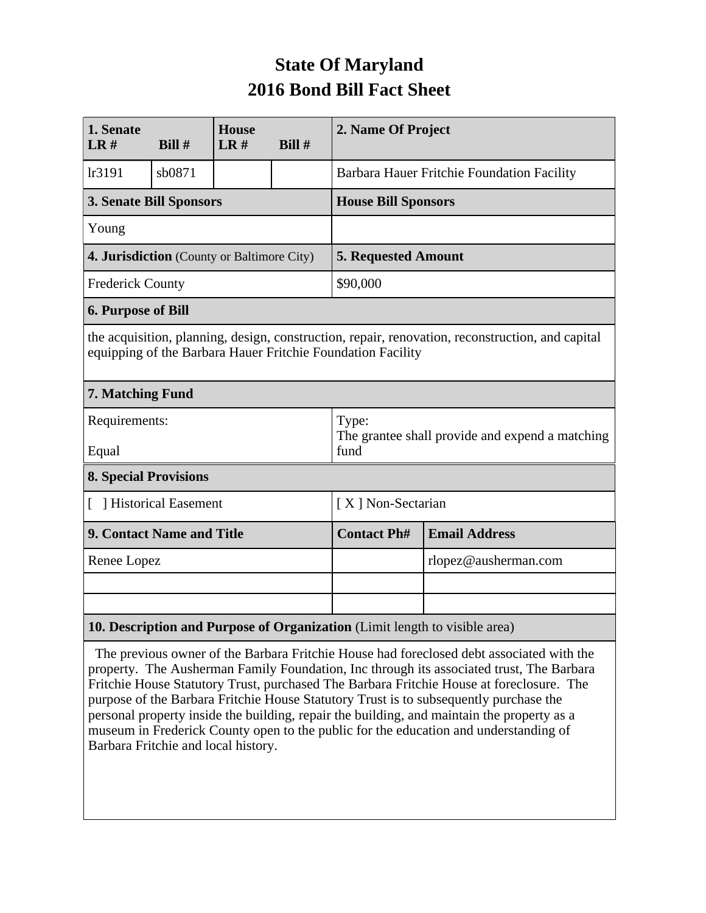# State Of Maryland
# 2016 Bond Bill Fact Sheet

| 1. Senate LR # | Bill # | House LR # | Bill # | 2. Name Of Project | |
|---|---|---|---|---|---|
| lr3191 | sb0871 | | | Barbara Hauer Fritchie Foundation Facility | |
| **3. Senate Bill Sponsors** | | | | **House Bill Sponsors** | |
| Young | | | | | |
| **4. Jurisdiction** (County or Baltimore City) | | | | **5. Requested Amount** | |
| Frederick County | | | | $90,000 | |
| **6. Purpose of Bill** | | | | | |
| the acquisition, planning, design, construction, repair, renovation, reconstruction, and capital equipping of the Barbara Hauer Fritchie Foundation Facility | | | | | |
| **7. Matching Fund** | | | | | |
| Requirements: Equal | | | | Type: The grantee shall provide and expend a matching fund | |
| **8. Special Provisions** | | | | | |
| [ ] Historical Easement | | | | [ X ] Non-Sectarian | |
| **9. Contact Name and Title** | | | | **Contact Ph#** | **Email Address** |
| Renee Lopez | | | | | rlopez@ausherman.com |
| | | | | | |
| | | | | | |

**10. Description and Purpose of Organization** (Limit length to visible area)

The previous owner of the Barbara Fritchie House had foreclosed debt associated with the property. The Ausherman Family Foundation, Inc through its associated trust, The Barbara Fritchie House Statutory Trust, purchased The Barbara Fritchie House at foreclosure. The purpose of the Barbara Fritchie House Statutory Trust is to subsequently purchase the personal property inside the building, repair the building, and maintain the property as a museum in Frederick County open to the public for the education and understanding of Barbara Fritchie and local history.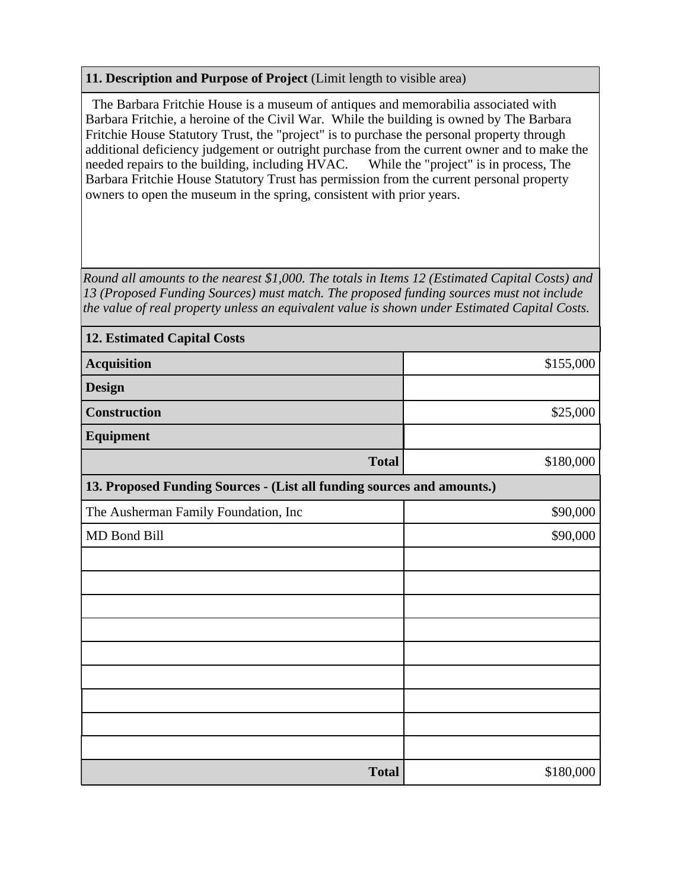**11. Description and Purpose of Project** (Limit length to visible area)

The Barbara Fritchie House is a museum of antiques and memorabilia associated with Barbara Fritchie, a heroine of the Civil War. While the building is owned by The Barbara Fritchie House Statutory Trust, the "project" is to purchase the personal property through additional deficiency judgement or outright purchase from the current owner and to make the needed repairs to the building, including HVAC. While the "project" is in process, The Barbara Fritchie House Statutory Trust has permission from the current personal property owners to open the museum in the spring, consistent with prior years.

*Round all amounts to the nearest $1,000. The totals in Items 12 (Estimated Capital Costs) and 13 (Proposed Funding Sources) must match. The proposed funding sources must not include the value of real property unless an equivalent value is shown under Estimated Capital Costs.*

| **12. Estimated Capital Costs** | |
|---|---|
| **Acquisition** | $155,000 |
| **Design** | |
| **Construction** | $25,000 |
| **Equipment** | |
| **Total** | $180,000 |

| **13. Proposed Funding Sources - (List all funding sources and amounts.)** | |
|---|---|
| The Ausherman Family Foundation, Inc | $90,000 |
| MD Bond Bill | $90,000 |
| | |
| | |
| | |
| | |
| | |
| | |
| | |
| | |
| | |
| **Total** | $180,000 |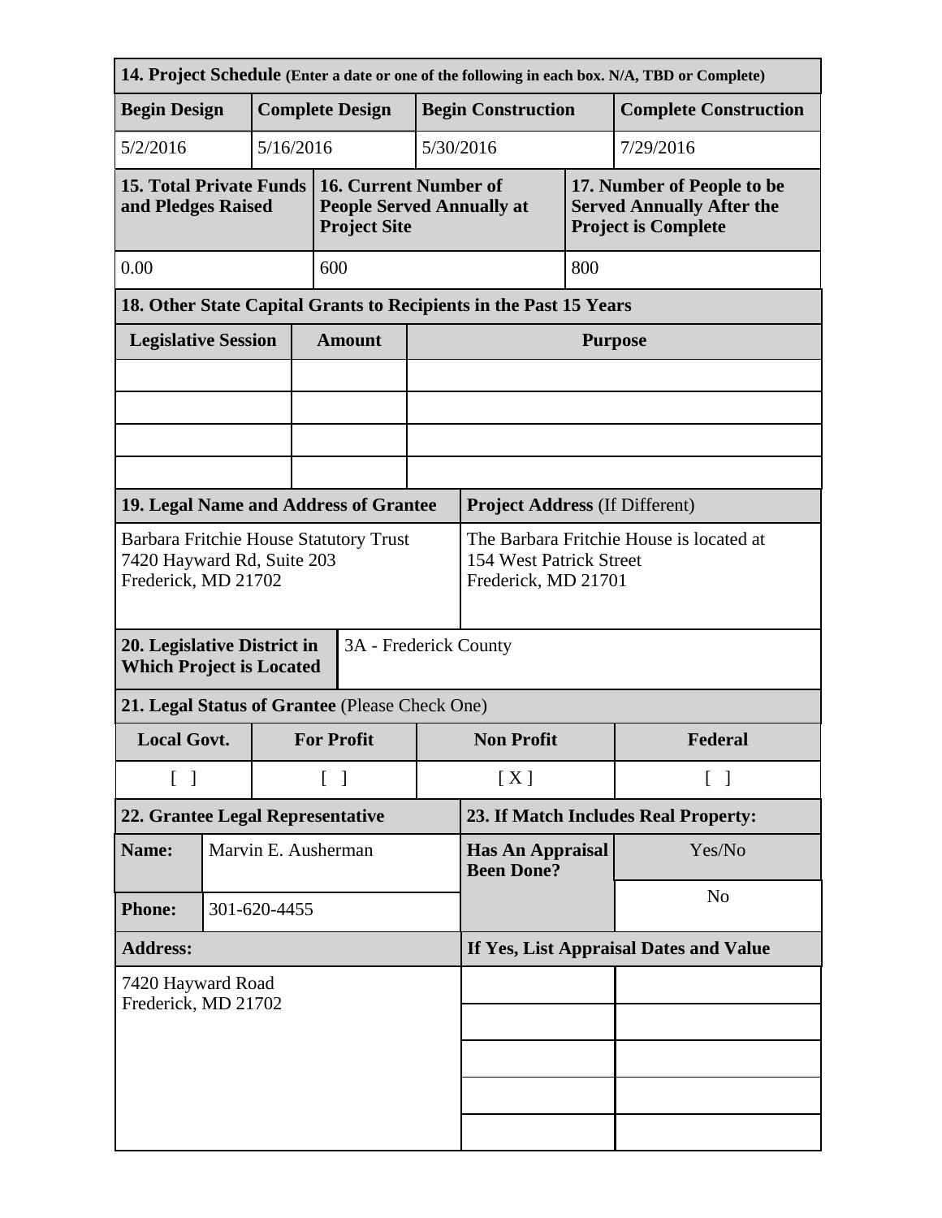| **14. Project Schedule** (Enter a date or one of the following in each box. N/A, TBD or Complete) | | | |
|---|---|---|---|
| **Begin Design** | **Complete Design** | **Begin Construction** | **Complete Construction** |
| 5/2/2016 | 5/16/2016 | 5/30/2016 | 7/29/2016 |

| **15. Total Private Funds and Pledges Raised** | **16. Current Number of People Served Annually at Project Site** | **17. Number of People to be Served Annually After the Project is Complete** |
|---|---|---|
| 0.00 | 600 | 800 |

**18. Other State Capital Grants to Recipients in the Past 15 Years**

| Legislative Session | Amount | Purpose |
|---|---|---|
| | | |
| | | |
| | | |
| | | |

| **19. Legal Name and Address of Grantee** | **Project Address** (If Different) |
|---|---|
| Barbara Fritchie House Statutory Trust<br>7420 Hayward Rd, Suite 203<br>Frederick, MD 21702 | The Barbara Fritchie House is located at<br>154 West Patrick Street<br>Frederick, MD 21701 |

| **20. Legislative District in Which Project is Located** | 3A - Frederick County |
|---|---|

**21. Legal Status of Grantee** (Please Check One)

| Local Govt. | For Profit | Non Profit | Federal |
|---|---|---|---|
| [ ] | [ ] | [X] | [ ] |

| **22. Grantee Legal Representative** | | **23. If Match Includes Real Property:** | |
|---|---|---|---|
| **Name:** | Marvin E. Ausherman | **Has An Appraisal Been Done?** | Yes/No |
| **Phone:** | 301-620-4455 | | No |
| **Address:** | | **If Yes, List Appraisal Dates and Value** | |
| 7420 Hayward Road<br>Frederick, MD 21702 | | | |
| | | | |
| | | | |
| | | | |
| | | | |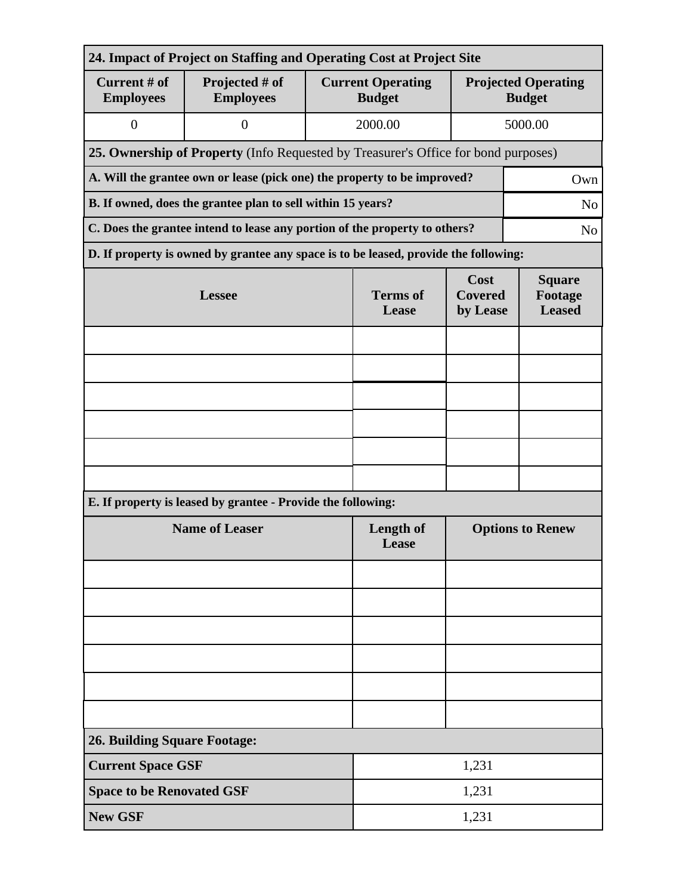**24. Impact of Project on Staffing and Operating Cost at Project Site**

| Current # of Employees | Projected # of Employees | Current Operating Budget | Projected Operating Budget |
|---|---|---|---|
| 0 | 0 | 2000.00 | 5000.00 |

**25. Ownership of Property** (Info Requested by Treasurer's Office for bond purposes)

| | |
|---|---|
| **A. Will the grantee own or lease (pick one) the property to be improved?** | Own |
| **B. If owned, does the grantee plan to sell within 15 years?** | No |
| **C. Does the grantee intend to lease any portion of the property to others?** | No |

**D. If property is owned by grantee any space is to be leased, provide the following:**

| Lessee | Terms of Lease | Cost Covered by Lease | Square Footage Leased |
|---|---|---|---|
| | | | |
| | | | |
| | | | |
| | | | |
| | | | |
| | | | |

**E. If property is leased by grantee - Provide the following:**

| Name of Leaser | Length of Lease | Options to Renew |
|---|---|---|
| | | |
| | | |
| | | |
| | | |
| | | |
| | | |

**26. Building Square Footage:**

| | |
|---|---|
| **Current Space GSF** | 1,231 |
| **Space to be Renovated GSF** | 1,231 |
| **New GSF** | 1,231 |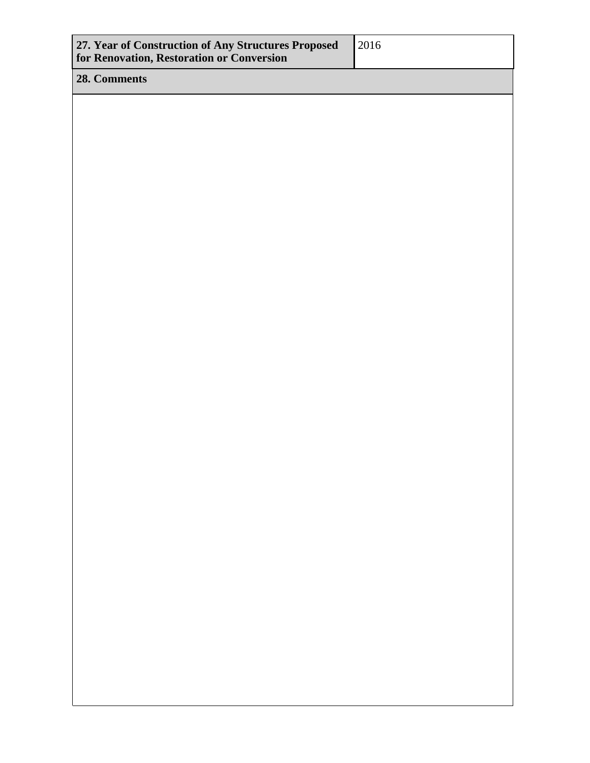| | |
|---|---|
| **27. Year of Construction of Any Structures Proposed for Renovation, Restoration or Conversion** | 2016 |

**28. Comments**